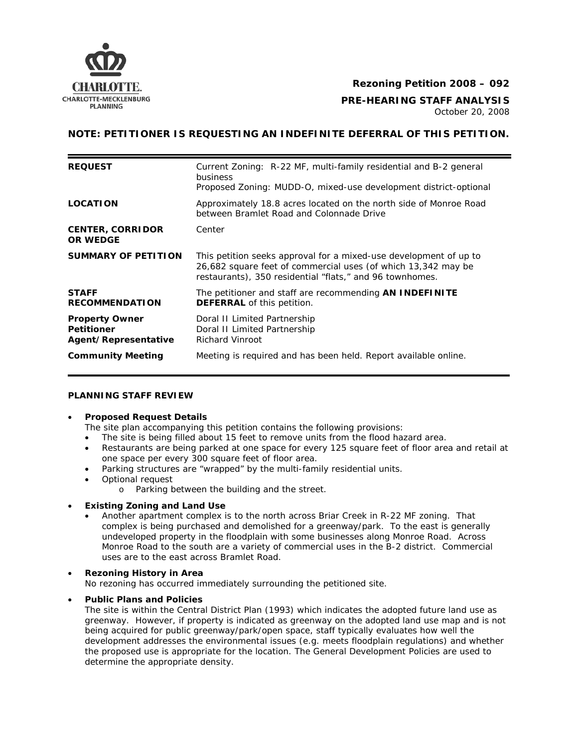**Rezoning Petition 2008 – 092**

**PRE-HEARING STAFF ANALYSIS**

October 20, 2008

**NOTE: PETITIONER IS REQUESTING AN INDEFINITE DEFERRAL OF THIS PETITION.**

| | |
|---|---|
| **REQUEST** | Current Zoning: R-22 MF, multi-family residential and B-2 general business<br>Proposed Zoning: MUDD-O, mixed-use development district-optional |
| **LOCATION** | Approximately 18.8 acres located on the north side of Monroe Road between Bramlet Road and Colonnade Drive |
| **CENTER, CORRIDOR OR WEDGE** | Center |
| **SUMMARY OF PETITION** | This petition seeks approval for a mixed-use development of up to 26,682 square feet of commercial uses (of which 13,342 may be restaurants), 350 residential "flats," and 96 townhomes. |
| **STAFF RECOMMENDATION** | The petitioner and staff are recommending **AN INDEFINITE DEFERRAL** of this petition. |
| **Property Owner**<br>**Petitioner**<br>**Agent/Representative** | Doral II Limited Partnership<br>Doral II Limited Partnership<br>Richard Vinroot |
| **Community Meeting** | Meeting is required and has been held. Report available online. |

**PLANNING STAFF REVIEW**

- **Proposed Request Details**
  The site plan accompanying this petition contains the following provisions:
  - The site is being filled about 15 feet to remove units from the flood hazard area.
  - Restaurants are being parked at one space for every 125 square feet of floor area and retail at one space per every 300 square feet of floor area.
  - Parking structures are "wrapped" by the multi-family residential units.
  - Optional request
    - Parking between the building and the street.

- **Existing Zoning and Land Use**
  - Another apartment complex is to the north across Briar Creek in R-22 MF zoning. That complex is being purchased and demolished for a greenway/park. To the east is generally undeveloped property in the floodplain with some businesses along Monroe Road. Across Monroe Road to the south are a variety of commercial uses in the B-2 district. Commercial uses are to the east across Bramlet Road.

- **Rezoning History in Area**
  No rezoning has occurred immediately surrounding the petitioned site.

- **Public Plans and Policies**
  The site is within the Central District Plan (1993) which indicates the adopted future land use as greenway. However, if property is indicated as greenway on the adopted land use map and is not being acquired for public greenway/park/open space, staff typically evaluates how well the development addresses the environmental issues (e.g. meets floodplain regulations) and whether the proposed use is appropriate for the location. The General Development Policies are used to determine the appropriate density.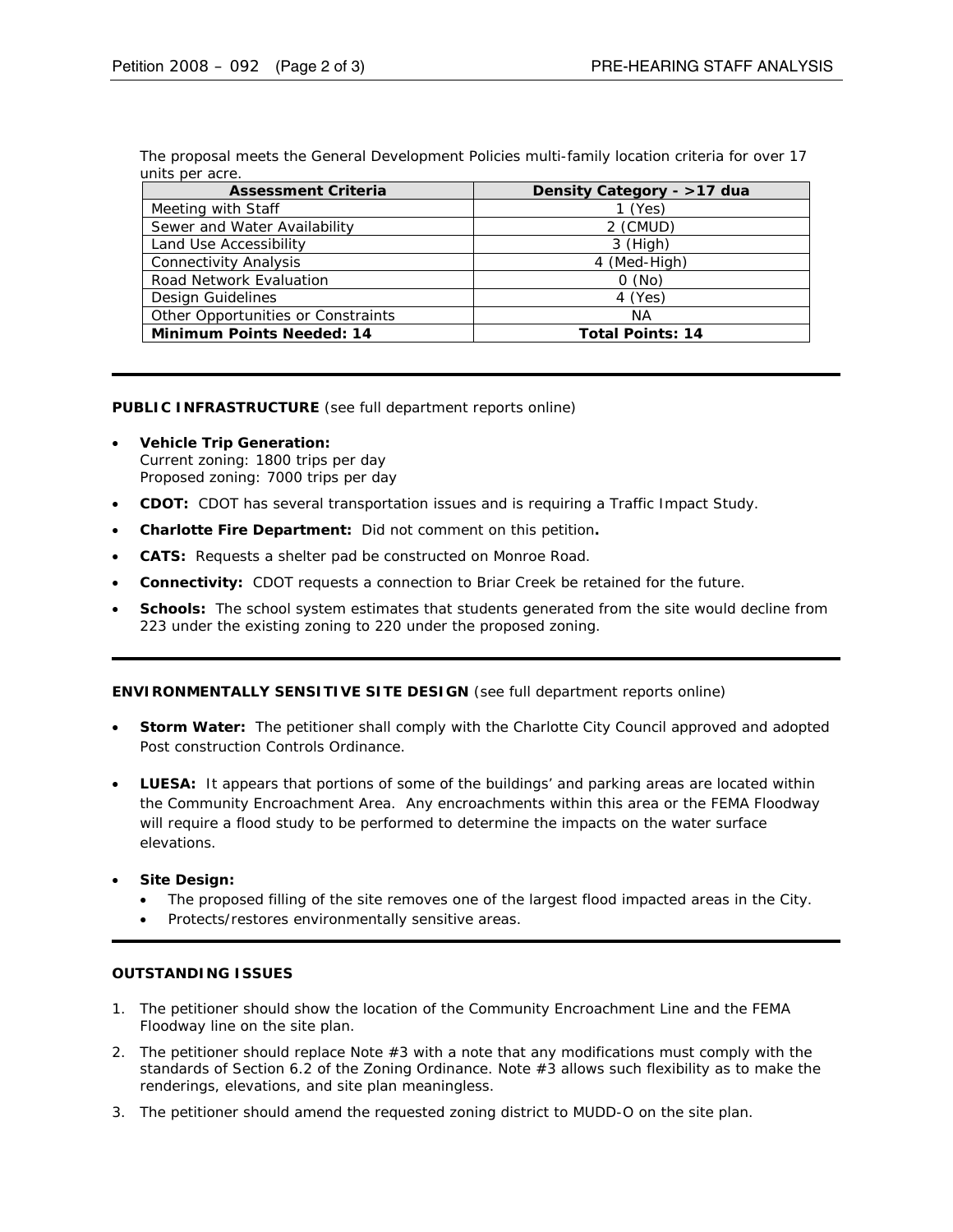The proposal meets the General Development Policies multi-family location criteria for over 17 units per acre.

| Assessment Criteria | Density Category - >17 dua |
|---|---|
| Meeting with Staff | 1 (Yes) |
| Sewer and Water Availability | 2 (CMUD) |
| Land Use Accessibility | 3 (High) |
| Connectivity Analysis | 4 (Med-High) |
| Road Network Evaluation | 0 (No) |
| Design Guidelines | 4 (Yes) |
| Other Opportunities or Constraints | NA |
| **Minimum Points Needed: 14** | **Total Points: 14** |

**PUBLIC INFRASTRUCTURE** (see full department reports online)

- **Vehicle Trip Generation:**
  Current zoning: 1800 trips per day
  Proposed zoning: 7000 trips per day
- **CDOT:** CDOT has several transportation issues and is requiring a Traffic Impact Study.
- **Charlotte Fire Department:** Did not comment on this petition**.**
- **CATS:** Requests a shelter pad be constructed on Monroe Road.
- **Connectivity:** CDOT requests a connection to Briar Creek be retained for the future.
- **Schools:** The school system estimates that students generated from the site would decline from 223 under the existing zoning to 220 under the proposed zoning.

**ENVIRONMENTALLY SENSITIVE SITE DESIGN** (see full department reports online)

- **Storm Water:** The petitioner shall comply with the Charlotte City Council approved and adopted Post construction Controls Ordinance.
- **LUESA:** It appears that portions of some of the buildings' and parking areas are located within the Community Encroachment Area. Any encroachments within this area or the FEMA Floodway will require a flood study to be performed to determine the impacts on the water surface elevations.
- **Site Design:**
  - The proposed filling of the site removes one of the largest flood impacted areas in the City.
  - Protects/restores environmentally sensitive areas.

**OUTSTANDING ISSUES**

1. The petitioner should show the location of the Community Encroachment Line and the FEMA Floodway line on the site plan.
2. The petitioner should replace Note #3 with a note that any modifications must comply with the standards of Section 6.2 of the Zoning Ordinance. Note #3 allows such flexibility as to make the renderings, elevations, and site plan meaningless.
3. The petitioner should amend the requested zoning district to MUDD-O on the site plan.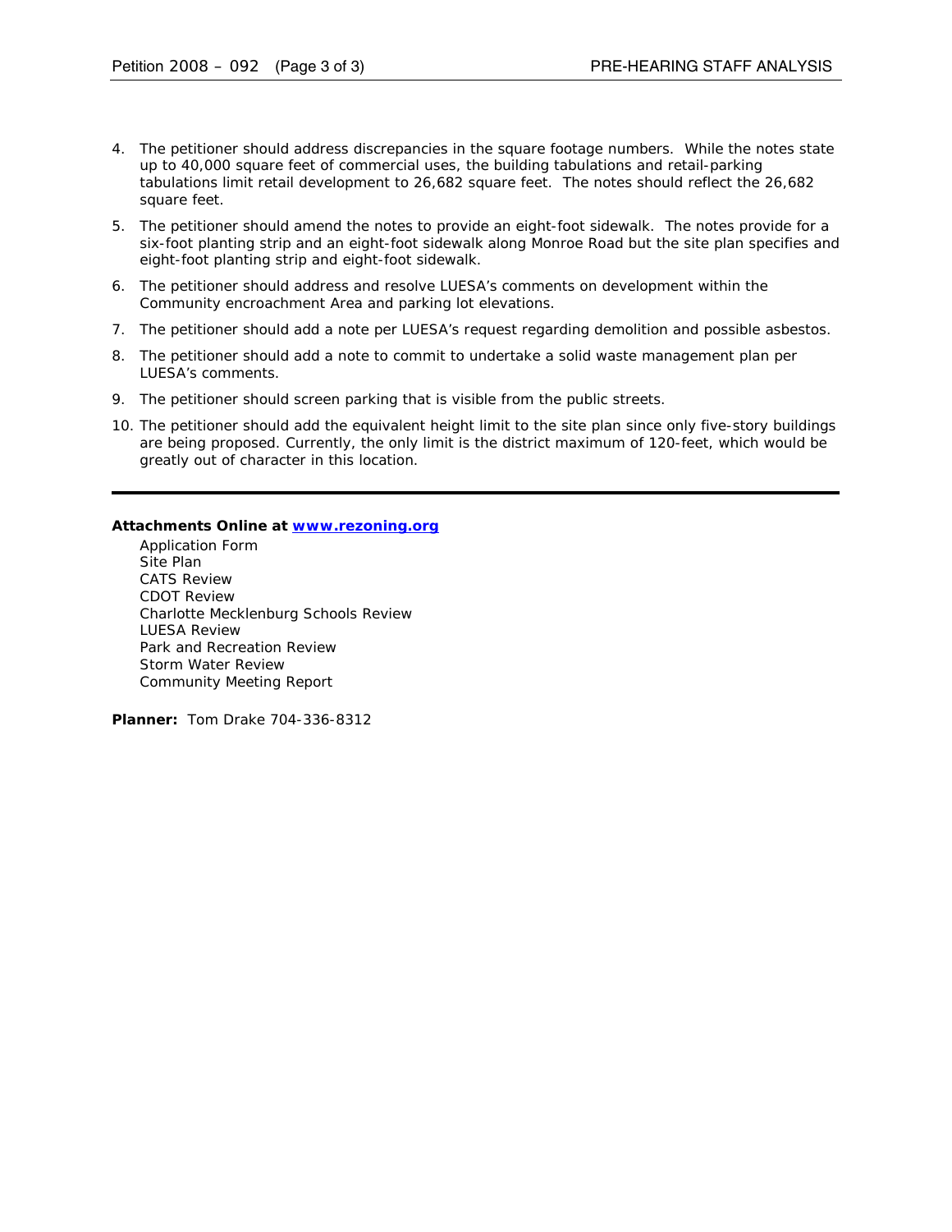4. The petitioner should address discrepancies in the square footage numbers. While the notes state up to 40,000 square feet of commercial uses, the building tabulations and retail-parking tabulations limit retail development to 26,682 square feet. The notes should reflect the 26,682 square feet.
5. The petitioner should amend the notes to provide an eight-foot sidewalk. The notes provide for a six-foot planting strip and an eight-foot sidewalk along Monroe Road but the site plan specifies and eight-foot planting strip and eight-foot sidewalk.
6. The petitioner should address and resolve LUESA's comments on development within the Community encroachment Area and parking lot elevations.
7. The petitioner should add a note per LUESA's request regarding demolition and possible asbestos.
8. The petitioner should add a note to commit to undertake a solid waste management plan per LUESA's comments.
9. The petitioner should screen parking that is visible from the public streets.
10. The petitioner should add the equivalent height limit to the site plan since only five-story buildings are being proposed. Currently, the only limit is the district maximum of 120-feet, which would be greatly out of character in this location.

---

**Attachments Online at www.rezoning.org**

Application Form
Site Plan
CATS Review
CDOT Review
Charlotte Mecklenburg Schools Review
LUESA Review
Park and Recreation Review
Storm Water Review
Community Meeting Report

**Planner:** Tom Drake 704-336-8312